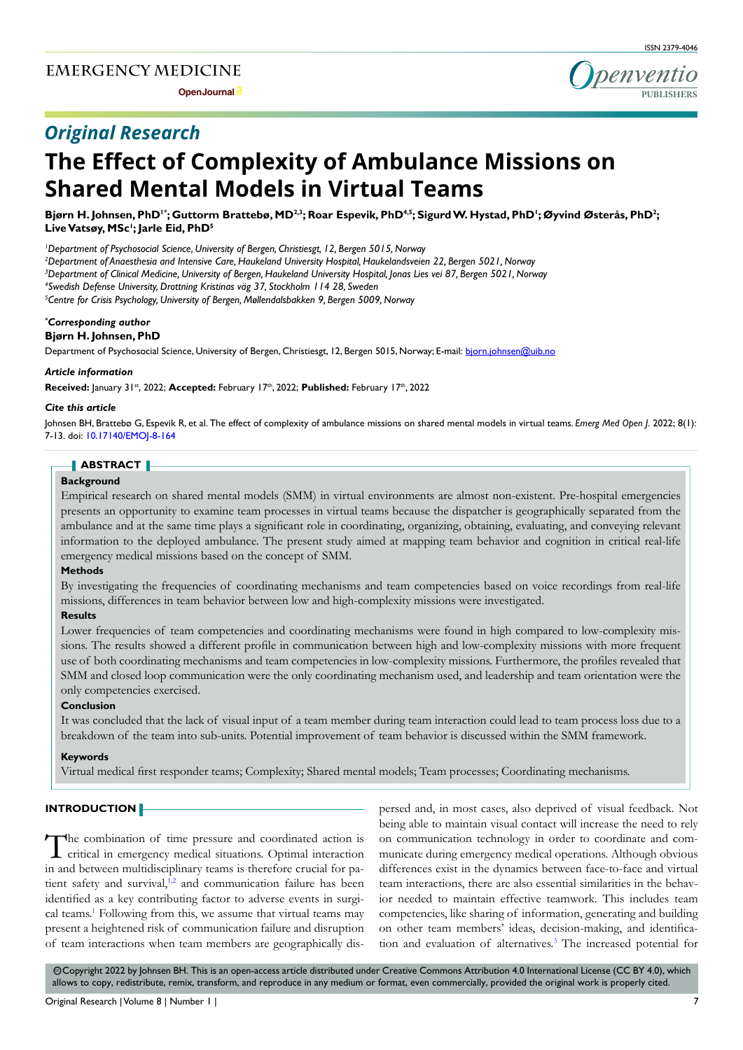## Original Research

# The Effect of Complexity of Ambulance Missions on Shared Mental Models in Virtual Teams

**Bjørn H. Johnsen, PhD[1*]; Guttorm Brattebø, MD[2,3]; Roar Espevik, PhD[4,5]; Sigurd W. Hystad, PhD[1]; Øyvind Østerås, PhD[2]; Live Vatsøy, MSc[1]; Jarle Eid, PhD[5]**

[1]*Department of Psychosocial Science, University of Bergen, Christiesgt, 12, Bergen 5015, Norway*
[2]*Department of Anaesthesia and Intensive Care, Haukeland University Hospital, Haukelandsveien 22, Bergen 5021, Norway*
[3]*Department of Clinical Medicine, University of Bergen, Haukeland University Hospital, Jonas Lies vei 87, Bergen 5021, Norway*
[4]*Swedish Defense University, Drottning Kristinas väg 37, Stockholm 114 28, Sweden*
[5]*Centre for Crisis Psychology, University of Bergen, Møllendalsbakken 9, Bergen 5009, Norway*

**\*Corresponding author**
**Bjørn H. Johnsen, PhD**
Department of Psychosocial Science, University of Bergen, Christiesgt, 12, Bergen 5015, Norway; E-mail: bjorn.johnsen@uib.no

**Article information**
**Received:** January 31st, 2022; **Accepted:** February 17th, 2022; **Published:** February 17th, 2022

**Cite this article**
Johnsen BH, Brattebø G, Espevik R, et al. The effect of complexity of ambulance missions on shared mental models in virtual teams. *Emerg Med Open J.* 2022; 8(1): 7-13. doi: 10.17140/EMOJ-8-164

## ABSTRACT

### Background

Empirical research on shared mental models (SMM) in virtual environments are almost non-existent. Pre-hospital emergencies presents an opportunity to examine team processes in virtual teams because the dispatcher is geographically separated from the ambulance and at the same time plays a significant role in coordinating, organizing, obtaining, evaluating, and conveying relevant information to the deployed ambulance. The present study aimed at mapping team behavior and cognition in critical real-life emergency medical missions based on the concept of SMM.

### Methods

By investigating the frequencies of coordinating mechanisms and team competencies based on voice recordings from real-life missions, differences in team behavior between low and high-complexity missions were investigated.

### Results

Lower frequencies of team competencies and coordinating mechanisms were found in high compared to low-complexity missions. The results showed a different profile in communication between high and low-complexity missions with more frequent use of both coordinating mechanisms and team competencies in low-complexity missions. Furthermore, the profiles revealed that SMM and closed loop communication were the only coordinating mechanism used, and leadership and team orientation were the only competencies exercised.

### Conclusion

It was concluded that the lack of visual input of a team member during team interaction could lead to team process loss due to a breakdown of the team into sub-units. Potential improvement of team behavior is discussed within the SMM framework.

### Keywords

Virtual medical first responder teams; Complexity; Shared mental models; Team processes; Coordinating mechanisms.

## INTRODUCTION

The combination of time pressure and coordinated action is critical in emergency medical situations. Optimal interaction in and between multidisciplinary teams is therefore crucial for patient safety and survival,[1,2] and communication failure has been identified as a key contributing factor to adverse events in surgical teams.[1] Following from this, we assume that virtual teams may present a heightened risk of communication failure and disruption of team interactions when team members are geographically dispersed and, in most cases, also deprived of visual feedback. Not being able to maintain visual contact will increase the need to rely on communication technology in order to coordinate and communicate during emergency medical operations. Although obvious differences exist in the dynamics between face-to-face and virtual team interactions, there are also essential similarities in the behavior needed to maintain effective teamwork. This includes team competencies, like sharing of information, generating and building on other team members' ideas, decision-making, and identification and evaluation of alternatives.[3] The increased potential for

©Copyright 2022 by Johnsen BH. This is an open-access article distributed under Creative Commons Attribution 4.0 International License (CC BY 4.0), which allows to copy, redistribute, remix, transform, and reproduce in any medium or format, even commercially, provided the original work is properly cited.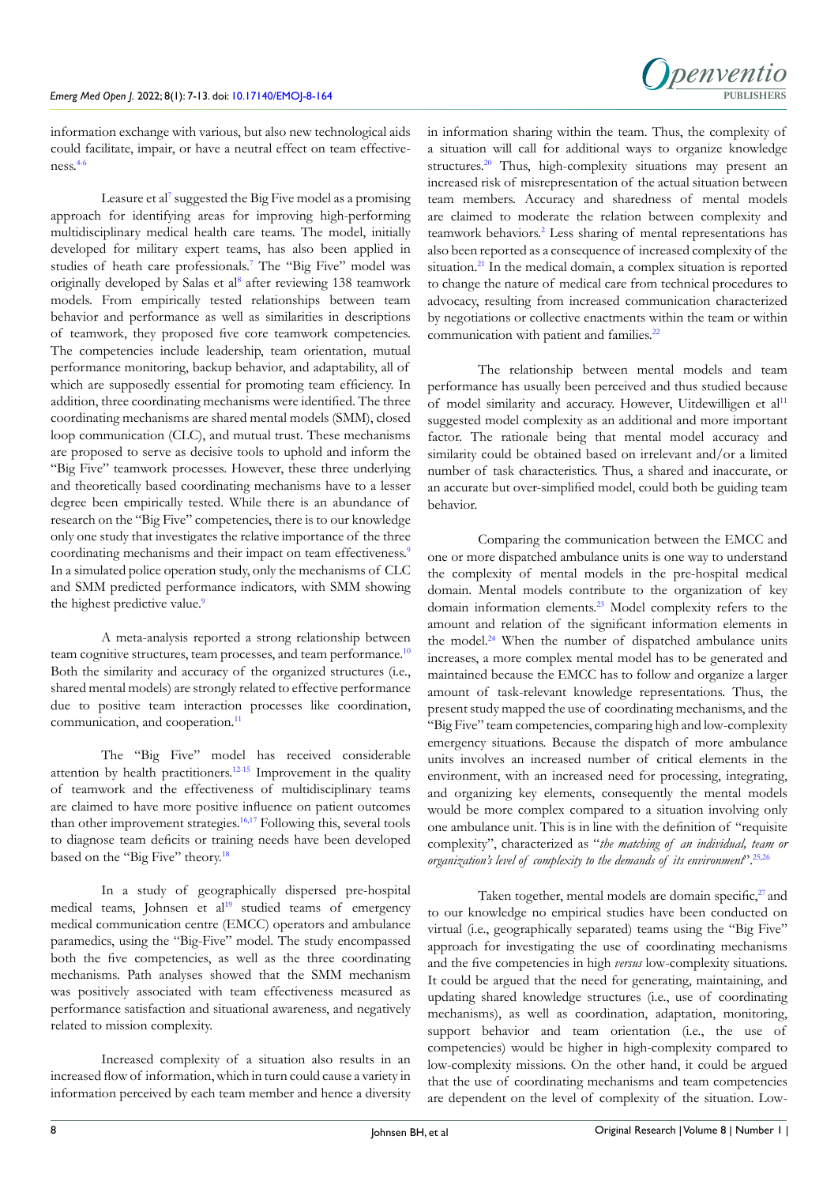information exchange with various, but also new technological aids could facilitate, impair, or have a neutral effect on team effectiveness.[4-6]

Leasure et al[7] suggested the Big Five model as a promising approach for identifying areas for improving high-performing multidisciplinary medical health care teams. The model, initially developed for military expert teams, has also been applied in studies of heath care professionals.[7] The "Big Five" model was originally developed by Salas et al[8] after reviewing 138 teamwork models. From empirically tested relationships between team behavior and performance as well as similarities in descriptions of teamwork, they proposed five core teamwork competencies. The competencies include leadership, team orientation, mutual performance monitoring, backup behavior, and adaptability, all of which are supposedly essential for promoting team efficiency. In addition, three coordinating mechanisms were identified. The three coordinating mechanisms are shared mental models (SMM), closed loop communication (CLC), and mutual trust. These mechanisms are proposed to serve as decisive tools to uphold and inform the "Big Five" teamwork processes. However, these three underlying and theoretically based coordinating mechanisms have to a lesser degree been empirically tested. While there is an abundance of research on the "Big Five" competencies, there is to our knowledge only one study that investigates the relative importance of the three coordinating mechanisms and their impact on team effectiveness.[9] In a simulated police operation study, only the mechanisms of CLC and SMM predicted performance indicators, with SMM showing the highest predictive value.[9]

A meta-analysis reported a strong relationship between team cognitive structures, team processes, and team performance.[10] Both the similarity and accuracy of the organized structures (i.e., shared mental models) are strongly related to effective performance due to positive team interaction processes like coordination, communication, and cooperation.[11]

The "Big Five" model has received considerable attention by health practitioners.[12-15] Improvement in the quality of teamwork and the effectiveness of multidisciplinary teams are claimed to have more positive influence on patient outcomes than other improvement strategies.[16,17] Following this, several tools to diagnose team deficits or training needs have been developed based on the "Big Five" theory.[18]

In a study of geographically dispersed pre-hospital medical teams, Johnsen et al[19] studied teams of emergency medical communication centre (EMCC) operators and ambulance paramedics, using the "Big-Five" model. The study encompassed both the five competencies, as well as the three coordinating mechanisms. Path analyses showed that the SMM mechanism was positively associated with team effectiveness measured as performance satisfaction and situational awareness, and negatively related to mission complexity.

Increased complexity of a situation also results in an increased flow of information, which in turn could cause a variety in information perceived by each team member and hence a diversity in information sharing within the team. Thus, the complexity of a situation will call for additional ways to organize knowledge structures.[20] Thus, high-complexity situations may present an increased risk of misrepresentation of the actual situation between team members. Accuracy and sharedness of mental models are claimed to moderate the relation between complexity and teamwork behaviors.[2] Less sharing of mental representations has also been reported as a consequence of increased complexity of the situation.[21] In the medical domain, a complex situation is reported to change the nature of medical care from technical procedures to advocacy, resulting from increased communication characterized by negotiations or collective enactments within the team or within communication with patient and families.[22]

The relationship between mental models and team performance has usually been perceived and thus studied because of model similarity and accuracy. However, Uitdewilligen et al[11] suggested model complexity as an additional and more important factor. The rationale being that mental model accuracy and similarity could be obtained based on irrelevant and/or a limited number of task characteristics. Thus, a shared and inaccurate, or an accurate but over-simplified model, could both be guiding team behavior.

Comparing the communication between the EMCC and one or more dispatched ambulance units is one way to understand the complexity of mental models in the pre-hospital medical domain. Mental models contribute to the organization of key domain information elements.[23] Model complexity refers to the amount and relation of the significant information elements in the model.[24] When the number of dispatched ambulance units increases, a more complex mental model has to be generated and maintained because the EMCC has to follow and organize a larger amount of task-relevant knowledge representations. Thus, the present study mapped the use of coordinating mechanisms, and the "Big Five" team competencies, comparing high and low-complexity emergency situations. Because the dispatch of more ambulance units involves an increased number of critical elements in the environment, with an increased need for processing, integrating, and organizing key elements, consequently the mental models would be more complex compared to a situation involving only one ambulance unit. This is in line with the definition of "requisite complexity", characterized as "*the matching of an individual, team or organization's level of complexity to the demands of its environment*".[25,26]

Taken together, mental models are domain specific,[27] and to our knowledge no empirical studies have been conducted on virtual (i.e., geographically separated) teams using the "Big Five" approach for investigating the use of coordinating mechanisms and the five competencies in high *versus* low-complexity situations. It could be argued that the need for generating, maintaining, and updating shared knowledge structures (i.e., use of coordinating mechanisms), as well as coordination, adaptation, monitoring, support behavior and team orientation (i.e., the use of competencies) would be higher in high-complexity compared to low-complexity missions. On the other hand, it could be argued that the use of coordinating mechanisms and team competencies are dependent on the level of complexity of the situation. Low-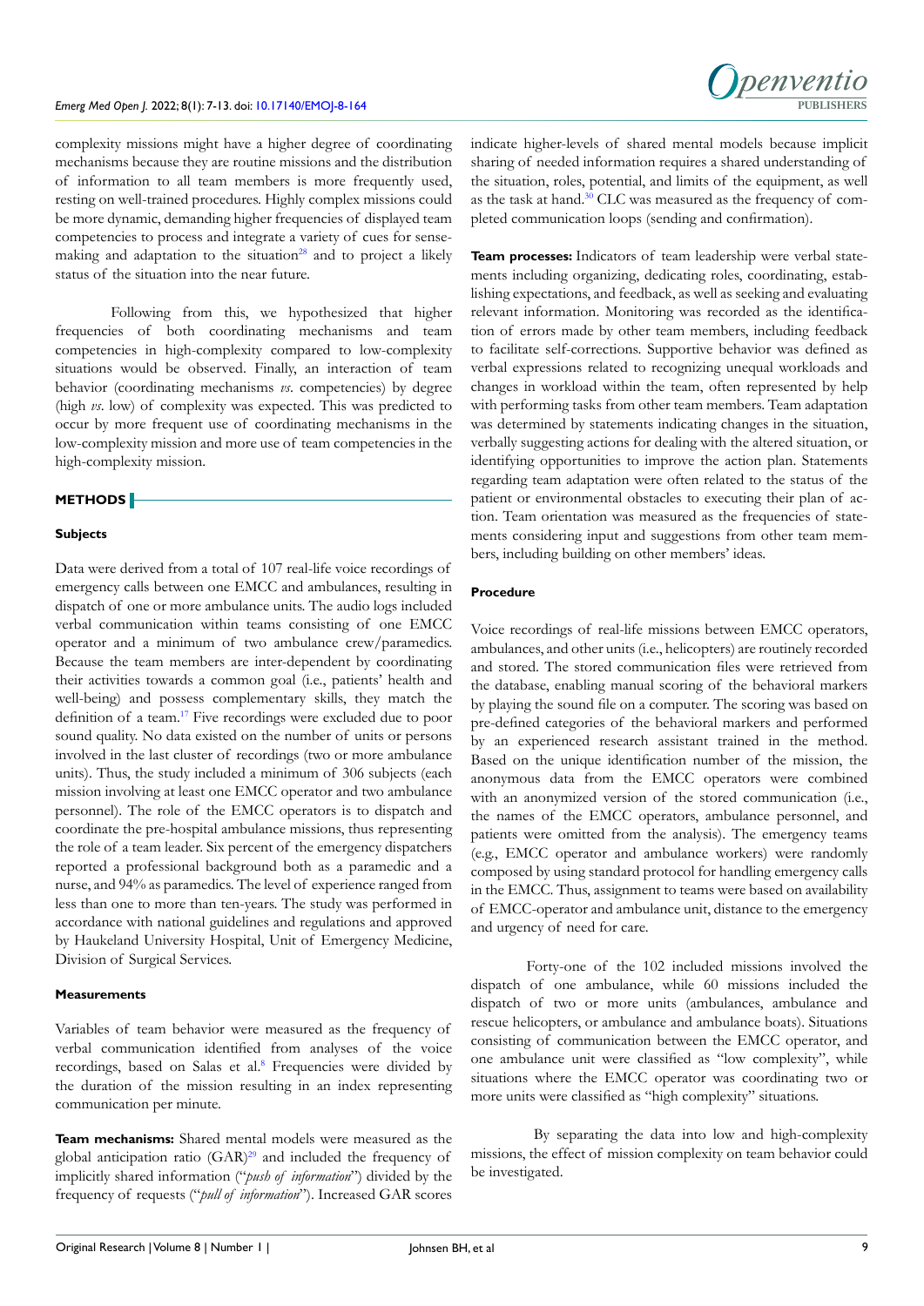complexity missions might have a higher degree of coordinating mechanisms because they are routine missions and the distribution of information to all team members is more frequently used, resting on well-trained procedures. Highly complex missions could be more dynamic, demanding higher frequencies of displayed team competencies to process and integrate a variety of cues for sense-making and adaptation to the situation[28] and to project a likely status of the situation into the near future.

Following from this, we hypothesized that higher frequencies of both coordinating mechanisms and team competencies in high-complexity compared to low-complexity situations would be observed. Finally, an interaction of team behavior (coordinating mechanisms *vs*. competencies) by degree (high *vs*. low) of complexity was expected. This was predicted to occur by more frequent use of coordinating mechanisms in the low-complexity mission and more use of team competencies in the high-complexity mission.

## METHODS

### Subjects

Data were derived from a total of 107 real-life voice recordings of emergency calls between one EMCC and ambulances, resulting in dispatch of one or more ambulance units. The audio logs included verbal communication within teams consisting of one EMCC operator and a minimum of two ambulance crew/paramedics. Because the team members are inter-dependent by coordinating their activities towards a common goal (i.e., patients' health and well-being) and possess complementary skills, they match the definition of a team.[17] Five recordings were excluded due to poor sound quality. No data existed on the number of units or persons involved in the last cluster of recordings (two or more ambulance units). Thus, the study included a minimum of 306 subjects (each mission involving at least one EMCC operator and two ambulance personnel). The role of the EMCC operator is to dispatch and coordinate the pre-hospital ambulance missions, thus representing the role of a team leader. Six percent of the emergency dispatchers reported a professional background both as a paramedic and a nurse, and 94% as paramedics. The level of experience ranged from less than one to more than ten-years. The study was performed in accordance with national guidelines and regulations and approved by Haukeland University Hospital, Unit of Emergency Medicine, Division of Surgical Services.

### Measurements

Variables of team behavior were measured as the frequency of verbal communication identified from analyses of the voice recordings, based on Salas et al.[8] Frequencies were divided by the duration of the mission resulting in an index representing communication per minute.

**Team mechanisms:** Shared mental models were measured as the global anticipation ratio (GAR)[29] and included the frequency of implicitly shared information ("*push of information*") divided by the frequency of requests ("*pull of information*"). Increased GAR scores indicate higher-levels of shared mental models because implicit sharing of needed information requires a shared understanding of the situation, roles, potential, and limits of the equipment, as well as the task at hand.[30] CLC was measured as the frequency of completed communication loops (sending and confirmation).

**Team processes:** Indicators of team leadership were verbal statements including organizing, dedicating roles, coordinating, establishing expectations, and feedback, as well as seeking and evaluating relevant information. Monitoring was recorded as the identification of errors made by other team members, including feedback to facilitate self-corrections. Supportive behavior was defined as verbal expressions related to recognizing unequal workloads and changes in workload within the team, often represented by help with performing tasks from other team members. Team adaptation was determined by statements indicating changes in the situation, verbally suggesting actions for dealing with the altered situation, or identifying opportunities to improve the action plan. Statements regarding team adaptation were often related to the status of the patient or environmental obstacles to executing their plan of action. Team orientation was measured as the frequencies of statements considering input and suggestions from other team members, including building on other members' ideas.

### Procedure

Voice recordings of real-life missions between EMCC operators, ambulances, and other units (i.e., helicopters) are routinely recorded and stored. The stored communication files were retrieved from the database, enabling manual scoring of the behavioral markers by playing the sound file on a computer. The scoring was based on pre-defined categories of the behavioral markers and performed by an experienced research assistant trained in the method. Based on the unique identification number of the mission, the anonymous data from the EMCC operators were combined with an anonymized version of the stored communication (i.e., the names of the EMCC operators, ambulance personnel, and patients were omitted from the analysis). The emergency teams (e.g., EMCC operator and ambulance workers) were randomly composed by using standard protocol for handling emergency calls in the EMCC. Thus, assignment to teams were based on availability of EMCC-operator and ambulance unit, distance to the emergency and urgency of need for care.

Forty-one of the 102 included missions involved the dispatch of one ambulance, while 60 missions included the dispatch of two or more units (ambulances, ambulance and rescue helicopters, or ambulance and ambulance boats). Situations consisting of communication between the EMCC operator, and one ambulance unit were classified as "low complexity", while situations where the EMCC operator was coordinating two or more units were classified as "high complexity" situations.

By separating the data into low and high-complexity missions, the effect of mission complexity on team behavior could be investigated.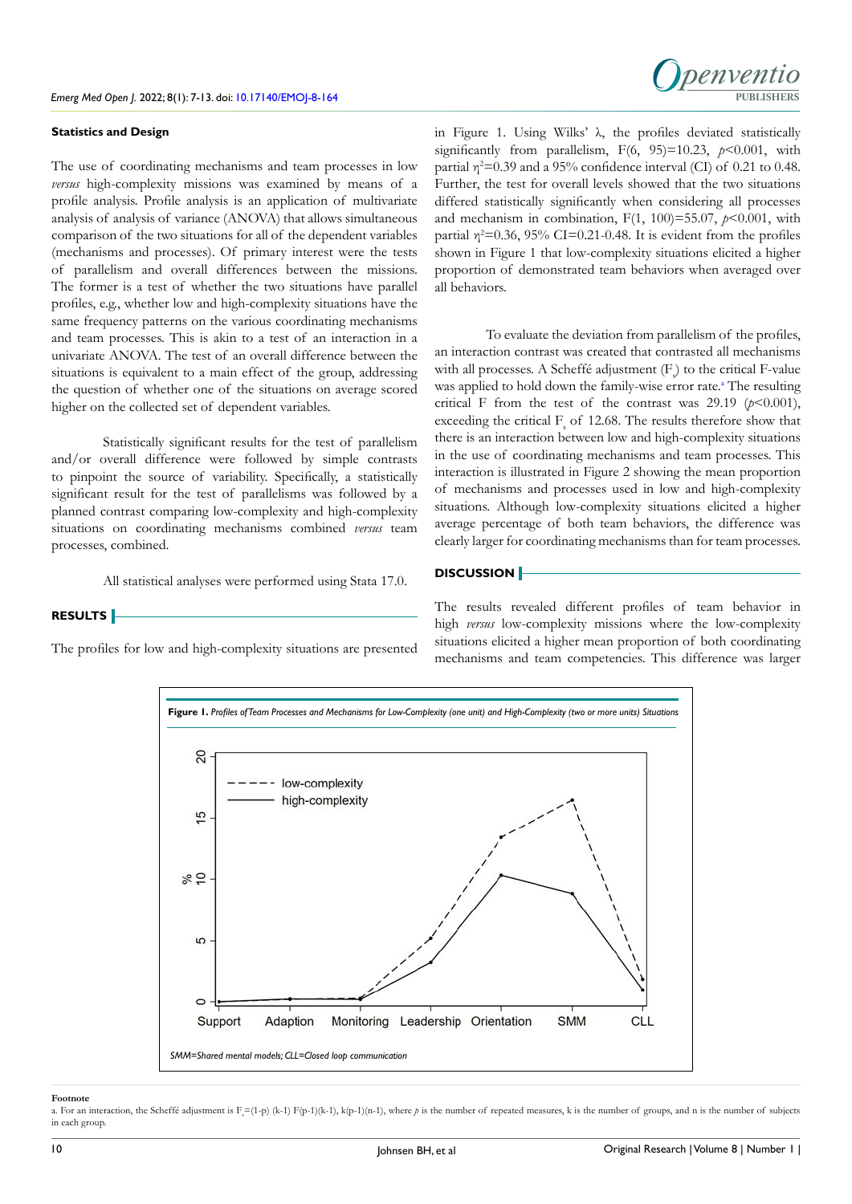### Statistics and Design

The use of coordinating mechanisms and team processes in low *versus* high-complexity missions was examined by means of a profile analysis. Profile analysis is an application of multivariate analysis of analysis of variance (ANOVA) that allows simultaneous comparison of the two situations for all of the dependent variables (mechanisms and processes). Of primary interest were the tests of parallelism and overall differences between the missions. The former is a test of whether the two situations have parallel profiles, e.g., whether low and high-complexity situations have the same frequency patterns on the various coordinating mechanisms and team processes. This is akin to a test of an interaction in a univariate ANOVA. The test of an overall difference between the situations is equivalent to a main effect of the group, addressing the question of whether one of the situations on average scored higher on the collected set of dependent variables.

Statistically significant results for the test of parallelism and/or overall difference were followed by simple contrasts to pinpoint the source of variability. Specifically, a statistically significant result for the test of parallelisms was followed by a planned contrast comparing low-complexity and high-complexity situations on coordinating mechanisms combined *versus* team processes, combined.

All statistical analyses were performed using Stata 17.0.

## RESULTS

The profiles for low and high-complexity situations are presented in Figure 1. Using Wilks' $\lambda$, the profiles deviated statistically significantly from parallelism, $F(6, 95)=10.23$, $p<0.001$, with partial $\eta^2=0.39$ and a 95% confidence interval (CI) of 0.21 to 0.48. Further, the test for overall levels showed that the two situations differed statistically significantly when considering all processes and mechanism in combination, $F(1, 100)=55.07$, $p<0.001$, with partial $\eta^2=0.36$, 95% CI=0.21-0.48. It is evident from the profiles shown in Figure 1 that low-complexity situations elicited a higher proportion of demonstrated team behaviors when averaged over all behaviors.

To evaluate the deviation from parallelism of the profiles, an interaction contrast was created that contrasted all mechanisms with all processes. A Scheffé adjustment ($F_s$) to the critical F-value was applied to hold down the family-wise error rate.[a] The resulting critical F from the test of the contrast was 29.19 ($p<0.001$), exceeding the critical $F_s$ of 12.68. The results therefore show that there is an interaction between low and high-complexity situations in the use of coordinating mechanisms and team processes. This interaction is illustrated in Figure 2 showing the mean proportion of mechanisms and processes used in low and high-complexity situations. Although low-complexity situations elicited a higher average percentage of both team behaviors, the difference was clearly larger for coordinating mechanisms than for team processes.

## DISCUSSION

The results revealed different profiles of team behavior in high *versus* low-complexity missions where the low-complexity situations elicited a higher mean proportion of both coordinating mechanisms and team competencies. This difference was larger

**Figure 1.** *Profiles of Team Processes and Mechanisms for Low-Complexity (one unit) and High-Complexity (two or more units) Situations*

*SMM=Shared mental models; CLL=Closed loop communication*

**Footnote**

a. For an interaction, the Scheffé adjustment is $F_s=(1-p)\ (k-1)\ F(p-1)(k-1),\ k(p-1)(n-1)$, where $p$ is the number of repeated measures, k is the number of groups, and n is the number of subjects in each group.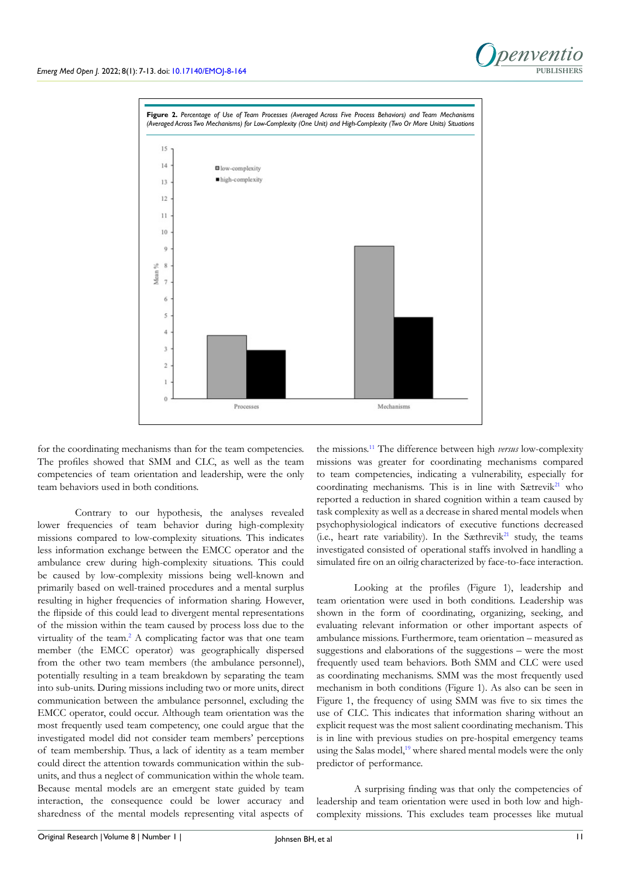**Figure 2.** *Percentage of Use of Team Processes (Averaged Across Five Process Behaviors) and Team Mechanisms (Averaged Across Two Mechanisms) for Low-Complexity (One Unit) and High-Complexity (Two Or More Units) Situations*

for the coordinating mechanisms than for the team competencies. The profiles showed that SMM and CLC, as well as the team competencies of team orientation and leadership, were the only team behaviors used in both conditions.

Contrary to our hypothesis, the analyses revealed lower frequencies of team behavior during high-complexity missions compared to low-complexity situations. This indicates less information exchange between the EMCC operator and the ambulance crew during high-complexity situations. This could be caused by low-complexity missions being well-known and primarily based on well-trained procedures and a mental surplus resulting in higher frequencies of information sharing. However, the flipside of this could lead to divergent mental representations of the mission within the team caused by process loss due to the virtuality of the team.[2] A complicating factor was that one team member (the EMCC operator) was geographically dispersed from the other two team members (the ambulance personnel), potentially resulting in a team breakdown by separating the team into sub-units. During missions including two or more units, direct communication between the ambulance personnel, excluding the EMCC operator, could occur. Although team orientation was the most frequently used team competency, one could argue that the investigated model did not consider team members' perceptions of team membership. Thus, a lack of identity as a team member could direct the attention towards communication within the sub-units, and thus a neglect of communication within the whole team. Because mental models are an emergent state guided by team interaction, the consequence could be lower accuracy and sharedness of the mental models representing vital aspects of the missions.[11] The difference between high *versus* low-complexity missions was greater for coordinating mechanisms compared to team competencies, indicating a vulnerability, especially for coordinating mechanisms. This is in line with Sætrevik[21] who reported a reduction in shared cognition within a team caused by task complexity as well as a decrease in shared mental models when psychophysiological indicators of executive functions decreased (i.e., heart rate variability). In the Sæthrevik[21] study, the teams investigated consisted of operational staffs involved in handling a simulated fire on an oilrig characterized by face-to-face interaction.

Looking at the profiles (Figure 1), leadership and team orientation were used in both conditions. Leadership was shown in the form of coordinating, organizing, seeking, and evaluating relevant information or other important aspects of ambulance missions. Furthermore, team orientation – measured as suggestions and elaborations of the suggestions – were the most frequently used team behaviors. Both SMM and CLC were used as coordinating mechanisms. SMM was the most frequently used mechanism in both conditions (Figure 1). As also can be seen in Figure 1, the frequency of using SMM was five to six times the use of CLC. This indicates that information sharing without an explicit request was the most salient coordinating mechanism. This is in line with previous studies on pre-hospital emergency teams using the Salas model,[19] where shared mental models were the only predictor of performance.

A surprising finding was that only the competencies of leadership and team orientation were used in both low and high-complexity missions. This excludes team processes like mutual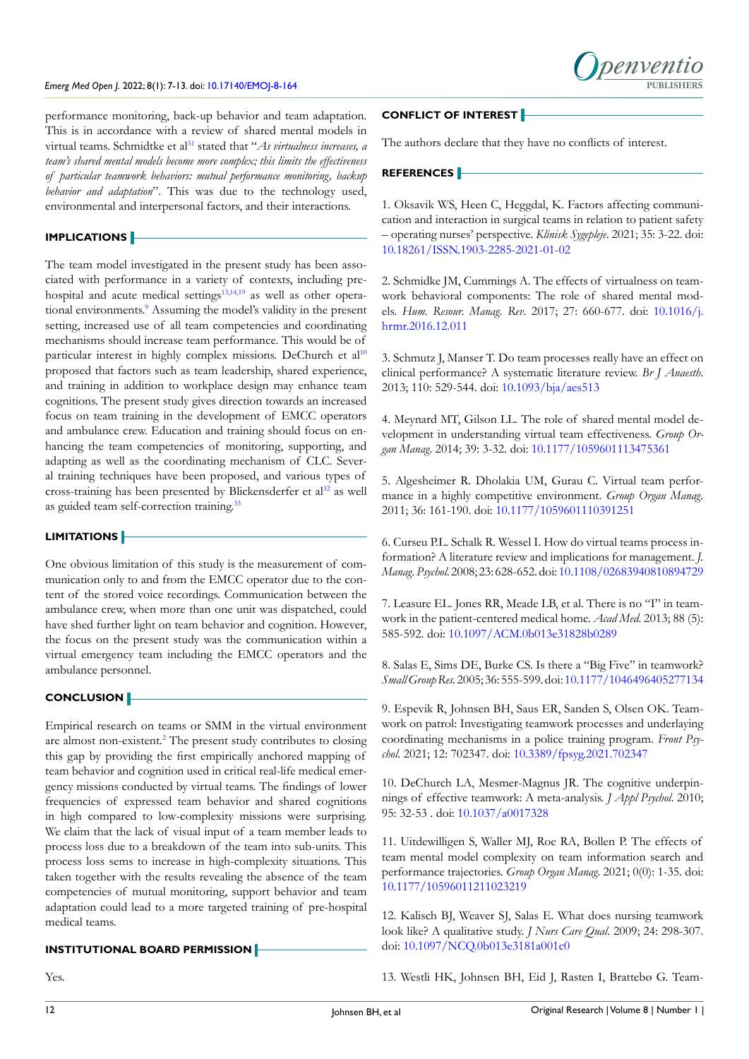performance monitoring, back-up behavior and team adaptation. This is in accordance with a review of shared mental models in virtual teams. Schmidtke et al[31] stated that "*As virtualness increases, a team's shared mental models become more complex; this limits the effectiveness of particular teamwork behaviors: mutual performance monitoring, backup behavior and adaptation*". This was due to the technology used, environmental and interpersonal factors, and their interactions.

## IMPLICATIONS

The team model investigated in the present study has been associated with performance in a variety of contexts, including prehospital and acute medical settings[13,14,19] as well as other operational environments.[9] Assuming the model's validity in the present setting, increased use of all team competencies and coordinating mechanisms should increase team performance. This would be of particular interest in highly complex missions. DeChurch et al[10] proposed that factors such as team leadership, shared experience, and training in addition to workplace design may enhance team cognitions. The present study gives direction towards an increased focus on team training in the development of EMCC operators and ambulance crew. Education and training should focus on enhancing the team competencies of monitoring, supporting, and adapting as well as the coordinating mechanism of CLC. Several training techniques have been proposed, and various types of cross-training has been presented by Blickensderfer et al[32] as well as guided team self-correction training.[33]

## LIMITATIONS

One obvious limitation of this study is the measurement of communication only to and from the EMCC operator due to the content of the stored voice recordings. Communication between the ambulance crew, when more than one unit was dispatched, could have shed further light on team behavior and cognition. However, the focus on the present study was the communication within a virtual emergency team including the EMCC operators and the ambulance personnel.

## CONCLUSION

Empirical research on teams or SMM in the virtual environment are almost non-existent.[2] The present study contributes to closing this gap by providing the first empirically anchored mapping of team behavior and cognition used in critical real-life medical emergency missions conducted by virtual teams. The findings of lower frequencies of expressed team behavior and shared cognitions in high compared to low-complexity missions were surprising. We claim that the lack of visual input of a team member leads to process loss due to a breakdown of the team into sub-units. This process loss sems to increase in high-complexity situations. This taken together with the results revealing the absence of the team competencies of mutual monitoring, support behavior and team adaptation could lead to a more targeted training of pre-hospital medical teams.

## INSTITUTIONAL BOARD PERMISSION

Yes.

## CONFLICT OF INTEREST

The authors declare that they have no conflicts of interest.

## REFERENCES

1. Oksavik WS, Heen C, Heggdal, K. Factors affecting communication and interaction in surgical teams in relation to patient safety – operating nurses' perspective. *Klinisk Sygepleje*. 2021; 35: 3-22. doi: 10.18261/ISSN.1903-2285-2021-01-02

2. Schmidke JM, Cummings A. The effects of virtualness on teamwork behavioral components: The role of shared mental models. *Hum. Resour. Manag. Rev.* 2017; 27: 660-677. doi: 10.1016/j.hrmr.2016.12.011

3. Schmutz J, Manser T. Do team processes really have an effect on clinical performance? A systematic literature review. *Br J Anaesth*. 2013; 110: 529-544. doi: 10.1093/bja/aes513

4. Meynard MT, Gilson LL. The role of shared mental model development in understanding virtual team effectiveness. *Group Organ Manag.* 2014; 39: 3-32. doi: 10.1177/1059601113475361

5. Algesheimer R. Dholakia UM, Gurau C. Virtual team performance in a highly competitive environment. *Group Organ Manag.* 2011; 36: 161-190. doi: 10.1177/1059601110391251

6. Curseu P.L. Schalk R. Wessel I. How do virtual teams process information? A literature review and implications for management. *J. Manag. Psychol.* 2008; 23: 628-652. doi: 10.1108/02683940810894729

7. Leasure EL. Jones RR, Meade LB, et al. There is no "I" in teamwork in the patient-centered medical home. *Acad Med.* 2013; 88 (5): 585-592. doi: 10.1097/ACM.0b013e31828b0289

8. Salas E, Sims DE, Burke CS. Is there a "Big Five" in teamwork? *Small Group Res.* 2005; 36: 555-599. doi: 10.1177/1046496405277134

9. Espevik R, Johnsen BH, Saus ER, Sanden S, Olsen OK. Teamwork on patrol: Investigating teamwork processes and underlaying coordinating mechanisms in a police training program. *Front Psychol.* 2021; 12: 702347. doi: 10.3389/fpsyg.2021.702347

10. DeChurch LA, Mesmer-Magnus JR. The cognitive underpinnings of effective teamwork: A meta-analysis. *J Appl Psychol.* 2010; 95: 32-53 . doi: 10.1037/a0017328

11. Uitdewilligen S, Waller MJ, Roe RA, Bollen P. The effects of team mental model complexity on team information search and performance trajectories. *Group Organ Manag.* 2021; 0(0): 1-35. doi: 10.1177/10596011211023219

12. Kalisch BJ, Weaver SJ, Salas E. What does nursing teamwork look like? A qualitative study. *J Nurs Care Qual.* 2009; 24: 298-307. doi: 10.1097/NCQ.0b013e3181a001c0

13. Westli HK, Johnsen BH, Eid J, Rasten I, Brattebø G. Team-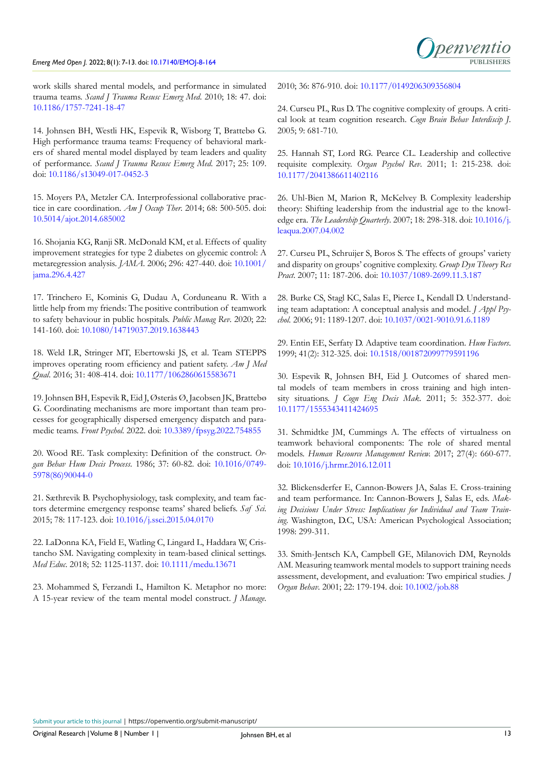work skills shared mental models, and performance in simulated trauma teams. *Scand J Trauma Resusc Emerg Med*. 2010; 18: 47. doi: 10.1186/1757-7241-18-47

14. Johnsen BH, Westli HK, Espevik R, Wisborg T, Brattebø G. High performance trauma teams: Frequency of behavioral markers of shared mental model displayed by team leaders and quality of performance. *Scand J Trauma Resusc Emerg Med*. 2017; 25: 109. doi: 10.1186/s13049-017-0452-3

15. Moyers PA, Metzler CA. Interprofessional collaborative practice in care coordination. *Am J Occup Ther*. 2014; 68: 500-505. doi: 10.5014/ajot.2014.685002

16. Shojania KG, Ranji SR. McDonald KM, et al. Effects of quality improvement strategies for type 2 diabetes on glycemic control: A metaregression analysis. *JAMA*. 2006; 296: 427-440. doi: 10.1001/jama.296.4.427

17. Trinchero E, Kominis G, Dudau A, Corduneanu R. With a little help from my friends: The positive contribution of teamwork to safety behaviour in public hospitals. *Public Manag Rev*. 2020; 22: 141-160. doi: 10.1080/14719037.2019.1638443

18. Weld LR, Stringer MT, Ebertowski JS, et al. Team STEPPS improves operating room efficiency and patient safety. *Am J Med Qual*. 2016; 31: 408-414. doi: 10.1177/1062860615583671

19. Johnsen BH, Espevik R, Eid J, Østerås Ø, Jacobsen JK, Brattebø G. Coordinating mechanisms are more important than team processes for geographically dispersed emergency dispatch and paramedic teams. *Front Psychol*. 2022. doi: 10.3389/fpsyg.2022.754855

20. Wood RE. Task complexity: Definition of the construct. *Organ Behav Hum Decis Process*. 1986; 37: 60-82. doi: 10.1016/0749-5978(86)90044-0

21. Sæthrevik B. Psychophysiology, task complexity, and team factors determine emergency response teams' shared beliefs. *Saf Sci*. 2015; 78: 117-123. doi: 10.1016/j.ssci.2015.04.0170

22. LaDonna KA, Field E, Watling C, Lingard L, Haddara W, Cristancho SM. Navigating complexity in team-based clinical settings. *Med Educ*. 2018; 52: 1125-1137. doi: 10.1111/medu.13671

23. Mohammed S, Ferzandi L, Hamilton K. Metaphor no more: A 15-year review of the team mental model construct. *J Manage*. 2010; 36: 876-910. doi: 10.1177/0149206309356804

24. Curseu PL, Rus D. The cognitive complexity of groups. A critical look at team cognition research. *Cogn Brain Behav Interdiscip J*. 2005; 9: 681-710.

25. Hannah ST, Lord RG. Pearce CL. Leadership and collective requisite complexity. *Organ Psychol Rev*. 2011; 1: 215-238. doi: 10.1177/2041386611402116

26. Uhl-Bien M, Marion R, McKelvey B. Complexity leadership theory: Shifting leadership from the industrial age to the knowledge era. *The Leadership Quarterly*. 2007; 18: 298-318. doi: 10.1016/j.leaqua.2007.04.002

27. Curseu PL, Schruijer S, Boros S. The effects of groups' variety and disparity on groups' cognitive complexity. *Group Dyn Theory Res Pract*. 2007; 11: 187-206. doi: 10.1037/1089-2699.11.3.187

28. Burke CS, Stagl KC, Salas E, Pierce L, Kendall D. Understanding team adaptation: A conceptual analysis and model. *J Appl Psychol*. 2006; 91: 1189-1207. doi: 10.1037/0021-9010.91.6.1189

29. Entin EE, Serfaty D. Adaptive team coordination. *Hum Factors*. 1999; 41(2): 312-325. doi: 10.1518/001872099779591196

30. Espevik R, Johnsen BH, Eid J. Outcomes of shared mental models of team members in cross training and high intensity situations. *J Cogn Eng Decis Mak*. 2011; 5: 352-377. doi: 10.1177/1555343411424695

31. Schmidtke JM, Cummings A. The effects of virtualness on teamwork behavioral components: The role of shared mental models. *Human Resource Management Review.* 2017; 27(4): 660-677. doi: 10.1016/j.hrmr.2016.12.011

32. Blickensderfer E, Cannon-Bowers JA, Salas E. Cross-training and team performance. In: Cannon-Bowers J, Salas E, eds. *Making Decisions Under Stress: Implications for Individual and Team Training*. Washington, D.C, USA: American Psychological Association; 1998: 299-311.

33. Smith-Jentsch KA, Campbell GE, Milanovich DM, Reynolds AM. Measuring teamwork mental models to support training needs assessment, development, and evaluation: Two empirical studies. *J Organ Behav*. 2001; 22: 179-194. doi: 10.1002/job.88